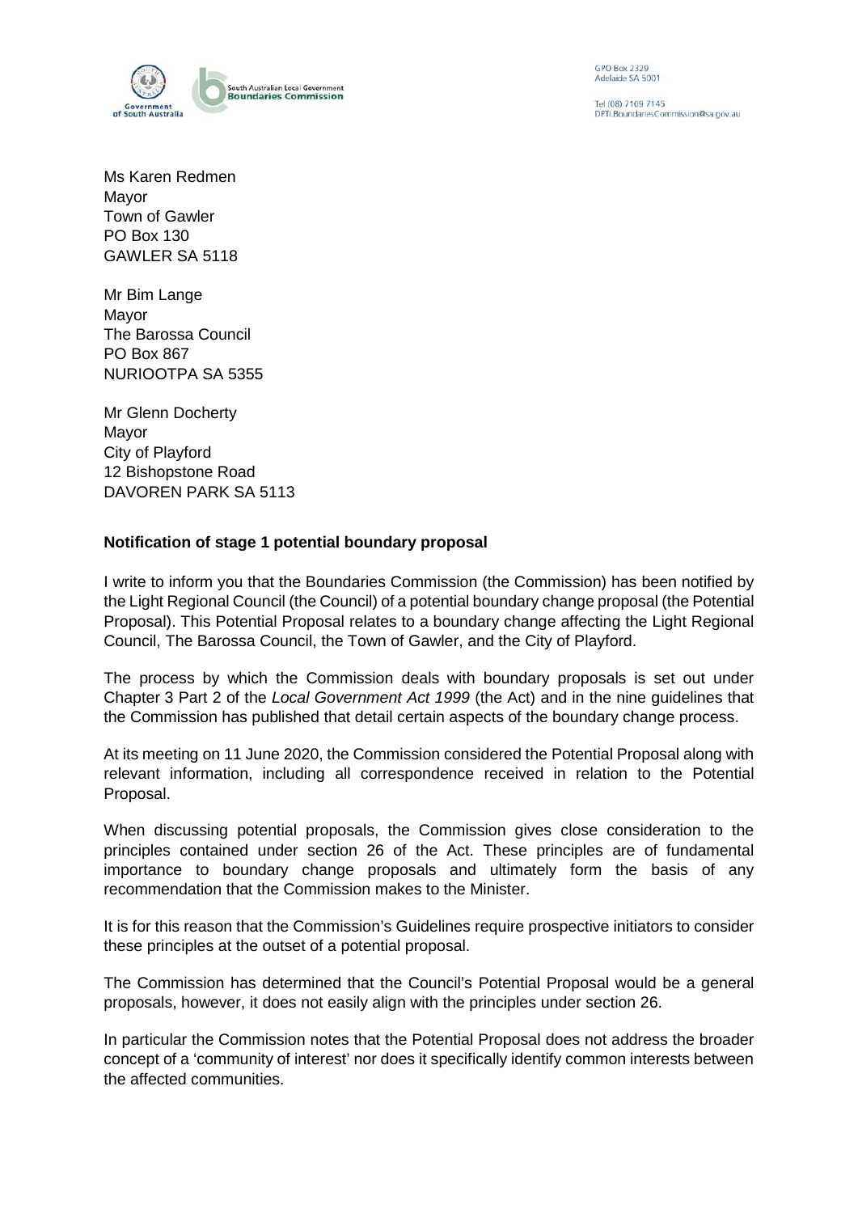GPO Box 2329
Adelaide SA 5001

Tel (08) 7109 7145
DPTI.BoundariesCommission@sa.gov.au

Ms Karen Redmen
Mayor
Town of Gawler
PO Box 130
GAWLER SA 5118

Mr Bim Lange
Mayor
The Barossa Council
PO Box 867
NURIOOTPA SA 5355

Mr Glenn Docherty
Mayor
City of Playford
12 Bishopstone Road
DAVOREN PARK SA 5113

**Notification of stage 1 potential boundary proposal**

I write to inform you that the Boundaries Commission (the Commission) has been notified by the Light Regional Council (the Council) of a potential boundary change proposal (the Potential Proposal). This Potential Proposal relates to a boundary change affecting the Light Regional Council, The Barossa Council, the Town of Gawler, and the City of Playford.

The process by which the Commission deals with boundary proposals is set out under Chapter 3 Part 2 of the *Local Government Act 1999* (the Act) and in the nine guidelines that the Commission has published that detail certain aspects of the boundary change process.

At its meeting on 11 June 2020, the Commission considered the Potential Proposal along with relevant information, including all correspondence received in relation to the Potential Proposal.

When discussing potential proposals, the Commission gives close consideration to the principles contained under section 26 of the Act. These principles are of fundamental importance to boundary change proposals and ultimately form the basis of any recommendation that the Commission makes to the Minister.

It is for this reason that the Commission's Guidelines require prospective initiators to consider these principles at the outset of a potential proposal.

The Commission has determined that the Council's Potential Proposal would be a general proposals, however, it does not easily align with the principles under section 26.

In particular the Commission notes that the Potential Proposal does not address the broader concept of a 'community of interest' nor does it specifically identify common interests between the affected communities.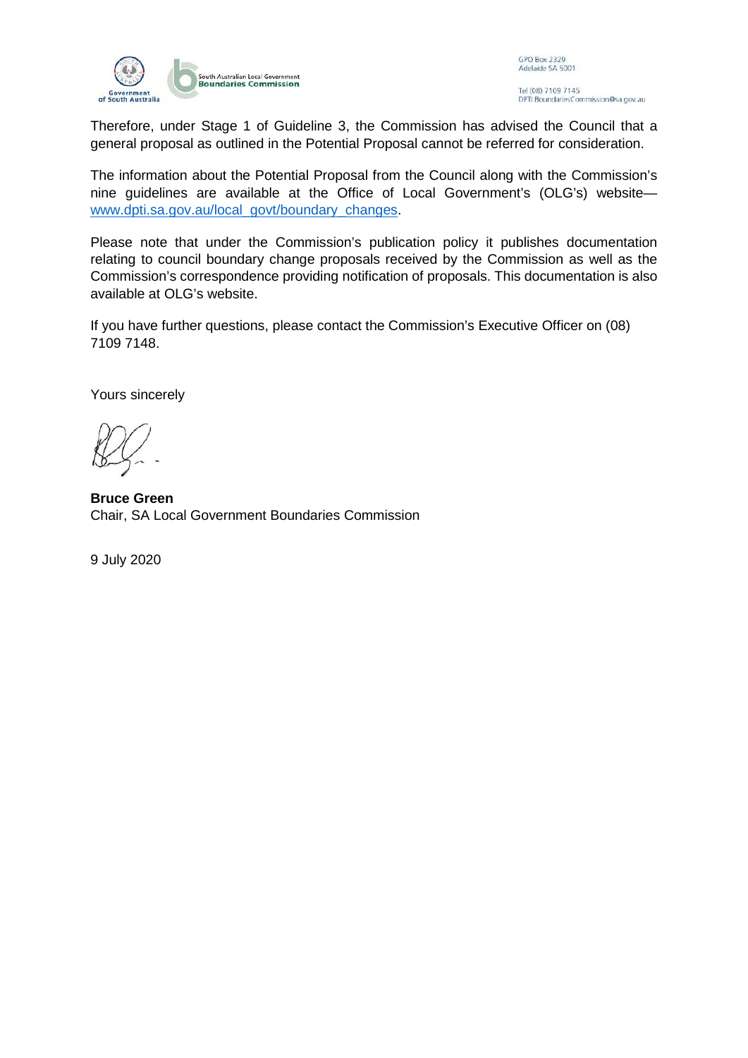Therefore, under Stage 1 of Guideline 3, the Commission has advised the Council that a general proposal as outlined in the Potential Proposal cannot be referred for consideration.

The information about the Potential Proposal from the Council along with the Commission's nine guidelines are available at the Office of Local Government's (OLG's) website—www.dpti.sa.gov.au/local_govt/boundary_changes.

Please note that under the Commission's publication policy it publishes documentation relating to council boundary change proposals received by the Commission as well as the Commission's correspondence providing notification of proposals. This documentation is also available at OLG's website.

If you have further questions, please contact the Commission's Executive Officer on (08) 7109 7148.

Yours sincerely

**Bruce Green**
Chair, SA Local Government Boundaries Commission

9 July 2020